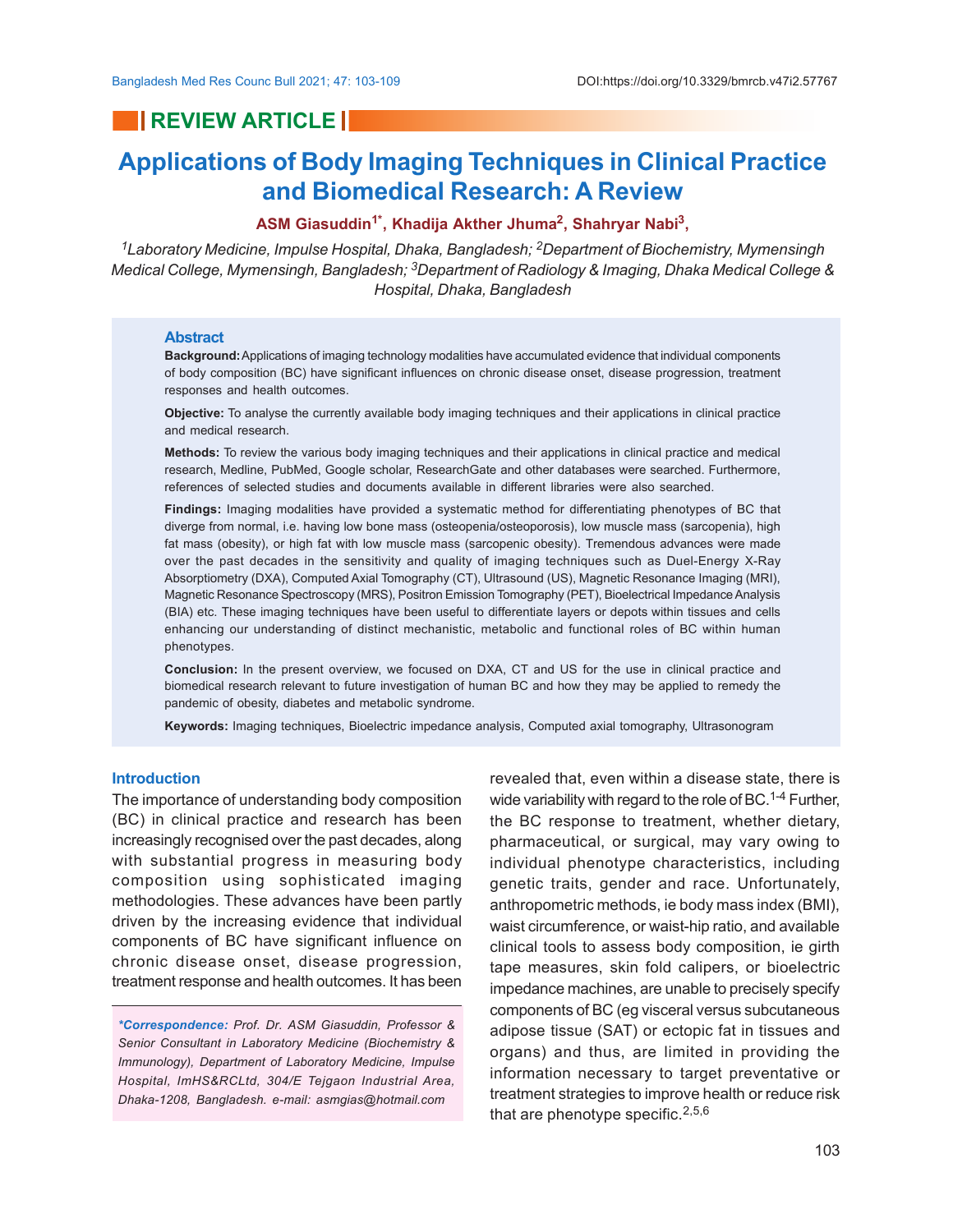REVIEW ARTICLE

# Applications of Body Imaging Techniques in Clinical Practice and Biomedical Research: A Review

**ASM Giasuddin[1*], Khadija Akther Jhuma[2], Shahryar Nabi[3],**

*[1]Laboratory Medicine, Impulse Hospital, Dhaka, Bangladesh; [2]Department of Biochemistry, Mymensingh Medical College, Mymensingh, Bangladesh; [3]Department of Radiology & Imaging, Dhaka Medical College & Hospital, Dhaka, Bangladesh*

## Abstract

**Background:** Applications of imaging technology modalities have accumulated evidence that individual components of body composition (BC) have significant influences on chronic disease onset, disease progression, treatment responses and health outcomes.

**Objective:** To analyse the currently available body imaging techniques and their applications in clinical practice and medical research.

**Methods:** To review the various body imaging techniques and their applications in clinical practice and medical research, Medline, PubMed, Google scholar, ResearchGate and other databases were searched. Furthermore, references of selected studies and documents available in different libraries were also searched.

**Findings:** Imaging modalities have provided a systematic method for differentiating phenotypes of BC that diverge from normal, i.e. having low bone mass (osteopenia/osteoporosis), low muscle mass (sarcopenia), high fat mass (obesity), or high fat with low muscle mass (sarcopenic obesity). Tremendous advances were made over the past decades in the sensitivity and quality of imaging techniques such as Duel-Energy X-Ray Absorptiometry (DXA), Computed Axial Tomography (CT), Ultrasound (US), Magnetic Resonance Imaging (MRI), Magnetic Resonance Spectroscopy (MRS), Positron Emission Tomography (PET), Bioelectrical Impedance Analysis (BIA) etc. These imaging techniques have been useful to differentiate layers or depots within tissues and cells enhancing our understanding of distinct mechanistic, metabolic and functional roles of BC within human phenotypes.

**Conclusion:** In the present overview, we focused on DXA, CT and US for the use in clinical practice and biomedical research relevant to future investigation of human BC and how they may be applied to remedy the pandemic of obesity, diabetes and metabolic syndrome.

**Keywords:** Imaging techniques, Bioelectric impedance analysis, Computed axial tomography, Ultrasonogram

## Introduction

The importance of understanding body composition (BC) in clinical practice and research has been increasingly recognised over the past decades, along with substantial progress in measuring body composition using sophisticated imaging methodologies. These advances have been partly driven by the increasing evidence that individual components of BC have significant influence on chronic disease onset, disease progression, treatment response and health outcomes. It has been revealed that, even within a disease state, there is wide variability with regard to the role of BC.[1-4] Further, the BC response to treatment, whether dietary, pharmaceutical, or surgical, may vary owing to individual phenotype characteristics, including genetic traits, gender and race. Unfortunately, anthropometric methods, ie body mass index (BMI), waist circumference, or waist-hip ratio, and available clinical tools to assess body composition, ie girth tape measures, skin fold calipers, or bioelectric impedance machines, are unable to precisely specify components of BC (eg visceral versus subcutaneous adipose tissue (SAT) or ectopic fat in tissues and organs) and thus, are limited in providing the information necessary to target preventative or treatment strategies to improve health or reduce risk that are phenotype specific.[2,5,6]

*\*Correspondence: Prof. Dr. ASM Giasuddin, Professor & Senior Consultant in Laboratory Medicine (Biochemistry & Immunology), Department of Laboratory Medicine, Impulse Hospital, ImHS&RCLtd, 304/E Tejgaon Industrial Area, Dhaka-1208, Bangladesh. e-mail: asmgias@hotmail.com*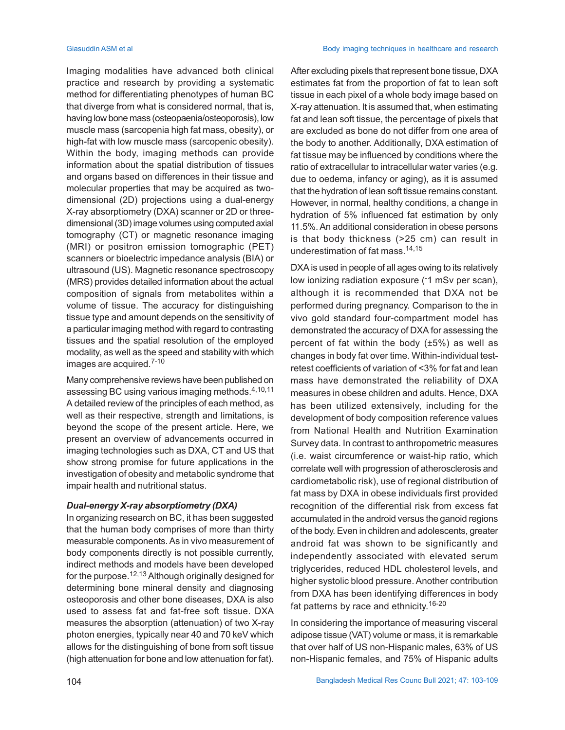Imaging modalities have advanced both clinical practice and research by providing a systematic method for differentiating phenotypes of human BC that diverge from what is considered normal, that is, having low bone mass (osteopaenia/osteoporosis), low muscle mass (sarcopenia high fat mass, obesity), or high-fat with low muscle mass (sarcopenic obesity). Within the body, imaging methods can provide information about the spatial distribution of tissues and organs based on differences in their tissue and molecular properties that may be acquired as two-dimensional (2D) projections using a dual-energy X-ray absorptiometry (DXA) scanner or 2D or three-dimensional (3D) image volumes using computed axial tomography (CT) or magnetic resonance imaging (MRI) or positron emission tomographic (PET) scanners or bioelectric impedance analysis (BIA) or ultrasound (US). Magnetic resonance spectroscopy (MRS) provides detailed information about the actual composition of signals from metabolites within a volume of tissue. The accuracy for distinguishing tissue type and amount depends on the sensitivity of a particular imaging method with regard to contrasting tissues and the spatial resolution of the employed modality, as well as the speed and stability with which images are acquired.[7-10]

Many comprehensive reviews have been published on assessing BC using various imaging methods.[4,10,11] A detailed review of the principles of each method, as well as their respective, strength and limitations, is beyond the scope of the present article. Here, we present an overview of advancements occurred in imaging technologies such as DXA, CT and US that show strong promise for future applications in the investigation of obesity and metabolic syndrome that impair health and nutritional status.

***Dual-energy X-ray absorptiometry (DXA)***

In organizing research on BC, it has been suggested that the human body comprises of more than thirty measurable components. As in vivo measurement of body components directly is not possible currently, indirect methods and models have been developed for the purpose.[12,13] Although originally designed for determining bone mineral density and diagnosing osteoporosis and other bone diseases, DXA is also used to assess fat and fat-free soft tissue. DXA measures the absorption (attenuation) of two X-ray photon energies, typically near 40 and 70 keV which allows for the distinguishing of bone from soft tissue (high attenuation for bone and low attenuation for fat). After excluding pixels that represent bone tissue, DXA estimates fat from the proportion of fat to lean soft tissue in each pixel of a whole body image based on X-ray attenuation. It is assumed that, when estimating fat and lean soft tissue, the percentage of pixels that are excluded as bone do not differ from one area of the body to another. Additionally, DXA estimation of fat tissue may be influenced by conditions where the ratio of extracellular to intracellular water varies (e.g. due to oedema, infancy or aging), as it is assumed that the hydration of lean soft tissue remains constant. However, in normal, healthy conditions, a change in hydration of 5% influenced fat estimation by only 11.5%. An additional consideration in obese persons is that body thickness (>25 cm) can result in underestimation of fat mass.[14,15]

DXA is used in people of all ages owing to its relatively low ionizing radiation exposure (~1 mSv per scan), although it is recommended that DXA not be performed during pregnancy. Comparison to the in vivo gold standard four-compartment model has demonstrated the accuracy of DXA for assessing the percent of fat within the body (±5%) as well as changes in body fat over time. Within-individual test-retest coefficients of variation of <3% for fat and lean mass have demonstrated the reliability of DXA measures in obese children and adults. Hence, DXA has been utilized extensively, including for the development of body composition reference values from National Health and Nutrition Examination Survey data. In contrast to anthropometric measures (i.e. waist circumference or waist-hip ratio, which correlate well with progression of atherosclerosis and cardiometabolic risk), use of regional distribution of fat mass by DXA in obese individuals first provided recognition of the differential risk from excess fat accumulated in the android versus the ganoid regions of the body. Even in children and adolescents, greater android fat was shown to be significantly and independently associated with elevated serum triglycerides, reduced HDL cholesterol levels, and higher systolic blood pressure. Another contribution from DXA has been identifying differences in body fat patterns by race and ethnicity.[16-20]

In considering the importance of measuring visceral adipose tissue (VAT) volume or mass, it is remarkable that over half of US non-Hispanic males, 63% of US non-Hispanic females, and 75% of Hispanic adults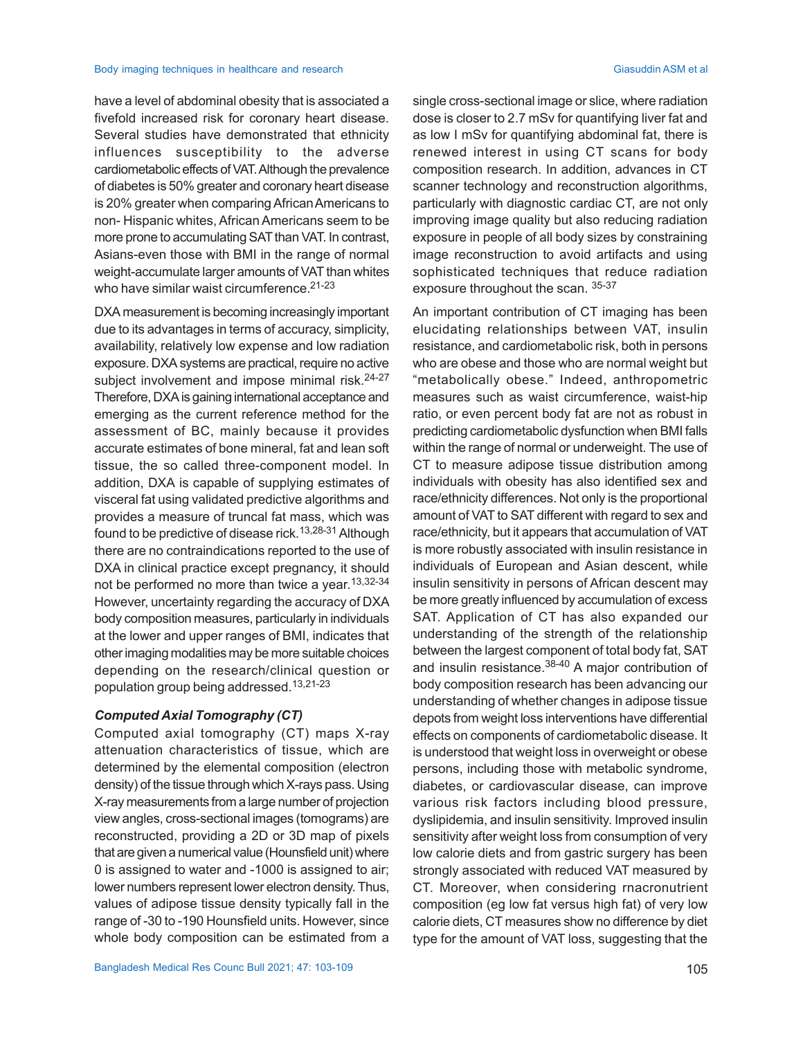have a level of abdominal obesity that is associated a fivefold increased risk for coronary heart disease. Several studies have demonstrated that ethnicity influences susceptibility to the adverse cardiometabolic effects of VAT. Although the prevalence of diabetes is 50% greater and coronary heart disease is 20% greater when comparing African Americans to non- Hispanic whites, African Americans seem to be more prone to accumulating SAT than VAT. In contrast, Asians-even those with BMI in the range of normal weight-accumulate larger amounts of VAT than whites who have similar waist circumference.[21-23]

DXA measurement is becoming increasingly important due to its advantages in terms of accuracy, simplicity, availability, relatively low expense and low radiation exposure. DXA systems are practical, require no active subject involvement and impose minimal risk.[24-27] Therefore, DXA is gaining international acceptance and emerging as the current reference method for the assessment of BC, mainly because it provides accurate estimates of bone mineral, fat and lean soft tissue, the so called three-component model. In addition, DXA is capable of supplying estimates of visceral fat using validated predictive algorithms and provides a measure of truncal fat mass, which was found to be predictive of disease rick.[13,28-31] Although there are no contraindications reported to the use of DXA in clinical practice except pregnancy, it should not be performed no more than twice a year.[13,32-34] However, uncertainty regarding the accuracy of DXA body composition measures, particularly in individuals at the lower and upper ranges of BMI, indicates that other imaging modalities may be more suitable choices depending on the research/clinical question or population group being addressed.[13,21-23]

### *Computed Axial Tomography (CT)*

Computed axial tomography (CT) maps X-ray attenuation characteristics of tissue, which are determined by the elemental composition (electron density) of the tissue through which X-rays pass. Using X-ray measurements from a large number of projection view angles, cross-sectional images (tomograms) are reconstructed, providing a 2D or 3D map of pixels that are given a numerical value (Hounsfield unit) where 0 is assigned to water and -1000 is assigned to air; lower numbers represent lower electron density. Thus, values of adipose tissue density typically fall in the range of -30 to -190 Hounsfield units. However, since whole body composition can be estimated from a single cross-sectional image or slice, where radiation dose is closer to 2.7 mSv for quantifying liver fat and as low I mSv for quantifying abdominal fat, there is renewed interest in using CT scans for body composition research. In addition, advances in CT scanner technology and reconstruction algorithms, particularly with diagnostic cardiac CT, are not only improving image quality but also reducing radiation exposure in people of all body sizes by constraining image reconstruction to avoid artifacts and using sophisticated techniques that reduce radiation exposure throughout the scan. [35-37]

An important contribution of CT imaging has been elucidating relationships between VAT, insulin resistance, and cardiometabolic risk, both in persons who are obese and those who are normal weight but "metabolically obese." Indeed, anthropometric measures such as waist circumference, waist-hip ratio, or even percent body fat are not as robust in predicting cardiometabolic dysfunction when BMI falls within the range of normal or underweight. The use of CT to measure adipose tissue distribution among individuals with obesity has also identified sex and race/ethnicity differences. Not only is the proportional amount of VAT to SAT different with regard to sex and race/ethnicity, but it appears that accumulation of VAT is more robustly associated with insulin resistance in individuals of European and Asian descent, while insulin sensitivity in persons of African descent may be more greatly influenced by accumulation of excess SAT. Application of CT has also expanded our understanding of the strength of the relationship between the largest component of total body fat, SAT and insulin resistance.[38-40] A major contribution of body composition research has been advancing our understanding of whether changes in adipose tissue depots from weight loss interventions have differential effects on components of cardiometabolic disease. It is understood that weight loss in overweight or obese persons, including those with metabolic syndrome, diabetes, or cardiovascular disease, can improve various risk factors including blood pressure, dyslipidemia, and insulin sensitivity. Improved insulin sensitivity after weight loss from consumption of very low calorie diets and from gastric surgery has been strongly associated with reduced VAT measured by CT. Moreover, when considering rnacronutrient composition (eg low fat versus high fat) of very low calorie diets, CT measures show no difference by diet type for the amount of VAT loss, suggesting that the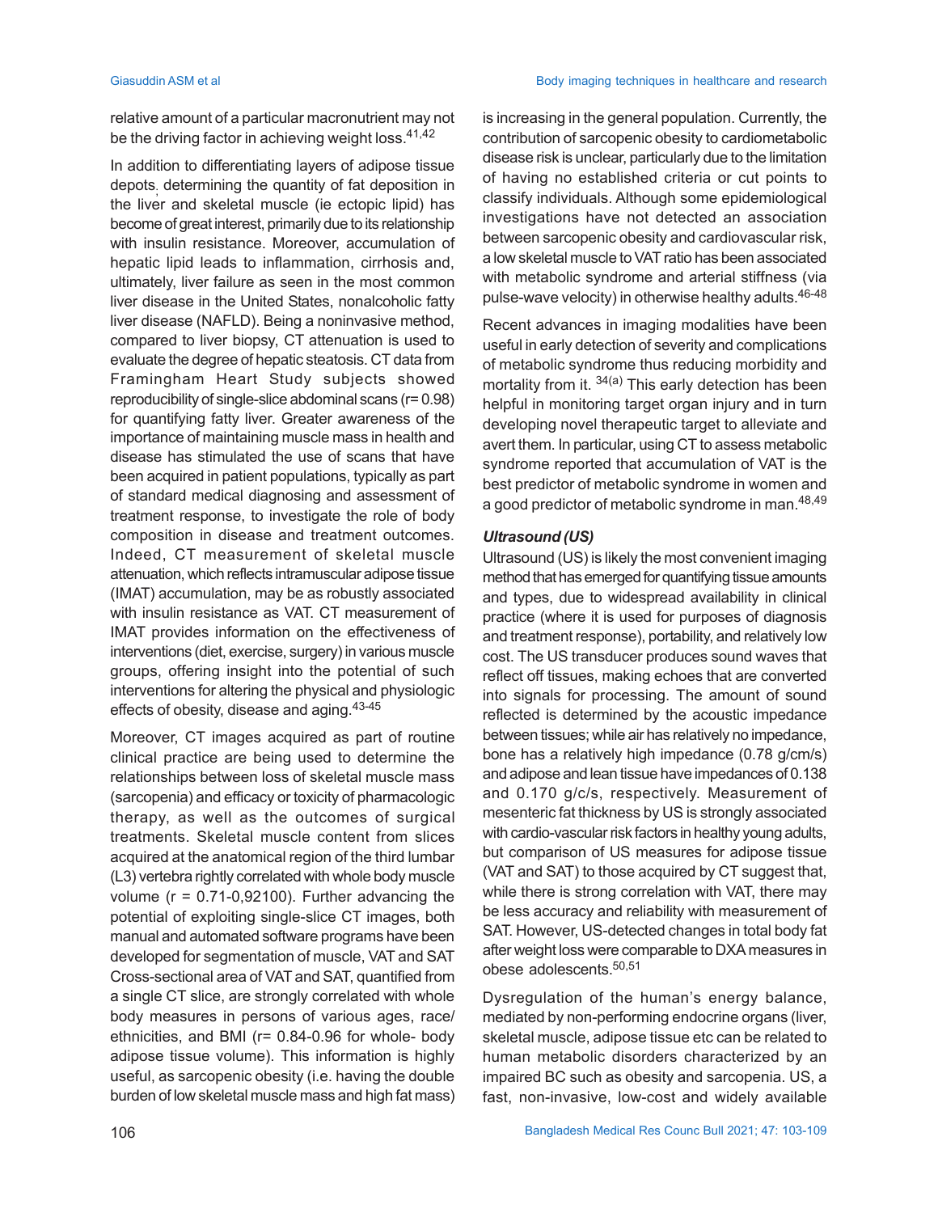relative amount of a particular macronutrient may not be the driving factor in achieving weight loss.[41,42]

In addition to differentiating layers of adipose tissue depots, determining the quantity of fat deposition in the liver and skeletal muscle (ie ectopic lipid) has become of great interest, primarily due to its relationship with insulin resistance. Moreover, accumulation of hepatic lipid leads to inflammation, cirrhosis and, ultimately, liver failure as seen in the most common liver disease in the United States, nonalcoholic fatty liver disease (NAFLD). Being a noninvasive method, compared to liver biopsy, CT attenuation is used to evaluate the degree of hepatic steatosis. CT data from Framingham Heart Study subjects showed reproducibility of single-slice abdominal scans (r= 0.98) for quantifying fatty liver. Greater awareness of the importance of maintaining muscle mass in health and disease has stimulated the use of scans that have been acquired in patient populations, typically as part of standard medical diagnosing and assessment of treatment response, to investigate the role of body composition in disease and treatment outcomes. Indeed, CT measurement of skeletal muscle attenuation, which reflects intramuscular adipose tissue (IMAT) accumulation, may be as robustly associated with insulin resistance as VAT. CT measurement of IMAT provides information on the effectiveness of interventions (diet, exercise, surgery) in various muscle groups, offering insight into the potential of such interventions for altering the physical and physiologic effects of obesity, disease and aging.[43-45]

Moreover, CT images acquired as part of routine clinical practice are being used to determine the relationships between loss of skeletal muscle mass (sarcopenia) and efficacy or toxicity of pharmacologic therapy, as well as the outcomes of surgical treatments. Skeletal muscle content from slices acquired at the anatomical region of the third lumbar (L3) vertebra rightly correlated with whole body muscle volume (r = 0.71-0,92100). Further advancing the potential of exploiting single-slice CT images, both manual and automated software programs have been developed for segmentation of muscle, VAT and SAT Cross-sectional area of VAT and SAT, quantified from a single CT slice, are strongly correlated with whole body measures in persons of various ages, race/ ethnicities, and BMI (r= 0.84-0.96 for whole- body adipose tissue volume). This information is highly useful, as sarcopenic obesity (i.e. having the double burden of low skeletal muscle mass and high fat mass) is increasing in the general population. Currently, the contribution of sarcopenic obesity to cardiometabolic disease risk is unclear, particularly due to the limitation of having no established criteria or cut points to classify individuals. Although some epidemiological investigations have not detected an association between sarcopenic obesity and cardiovascular risk, a low skeletal muscle to VAT ratio has been associated with metabolic syndrome and arterial stiffness (via pulse-wave velocity) in otherwise healthy adults.[46-48]

Recent advances in imaging modalities have been useful in early detection of severity and complications of metabolic syndrome thus reducing morbidity and mortality from it. [34(a)] This early detection has been helpful in monitoring target organ injury and in turn developing novel therapeutic target to alleviate and avert them. In particular, using CT to assess metabolic syndrome reported that accumulation of VAT is the best predictor of metabolic syndrome in women and a good predictor of metabolic syndrome in man.[48,49]

### *Ultrasound (US)*

Ultrasound (US) is likely the most convenient imaging method that has emerged for quantifying tissue amounts and types, due to widespread availability in clinical practice (where it is used for purposes of diagnosis and treatment response), portability, and relatively low cost. The US transducer produces sound waves that reflect off tissues, making echoes that are converted into signals for processing. The amount of sound reflected is determined by the acoustic impedance between tissues; while air has relatively no impedance, bone has a relatively high impedance (0.78 g/cm/s) and adipose and lean tissue have impedances of 0.138 and 0.170 g/c/s, respectively. Measurement of mesenteric fat thickness by US is strongly associated with cardio-vascular risk factors in healthy young adults, but comparison of US measures for adipose tissue (VAT and SAT) to those acquired by CT suggest that, while there is strong correlation with VAT, there may be less accuracy and reliability with measurement of SAT. However, US-detected changes in total body fat after weight loss were comparable to DXA measures in obese adolescents.[50,51]

Dysregulation of the human's energy balance, mediated by non-performing endocrine organs (liver, skeletal muscle, adipose tissue etc can be related to human metabolic disorders characterized by an impaired BC such as obesity and sarcopenia. US, a fast, non-invasive, low-cost and widely available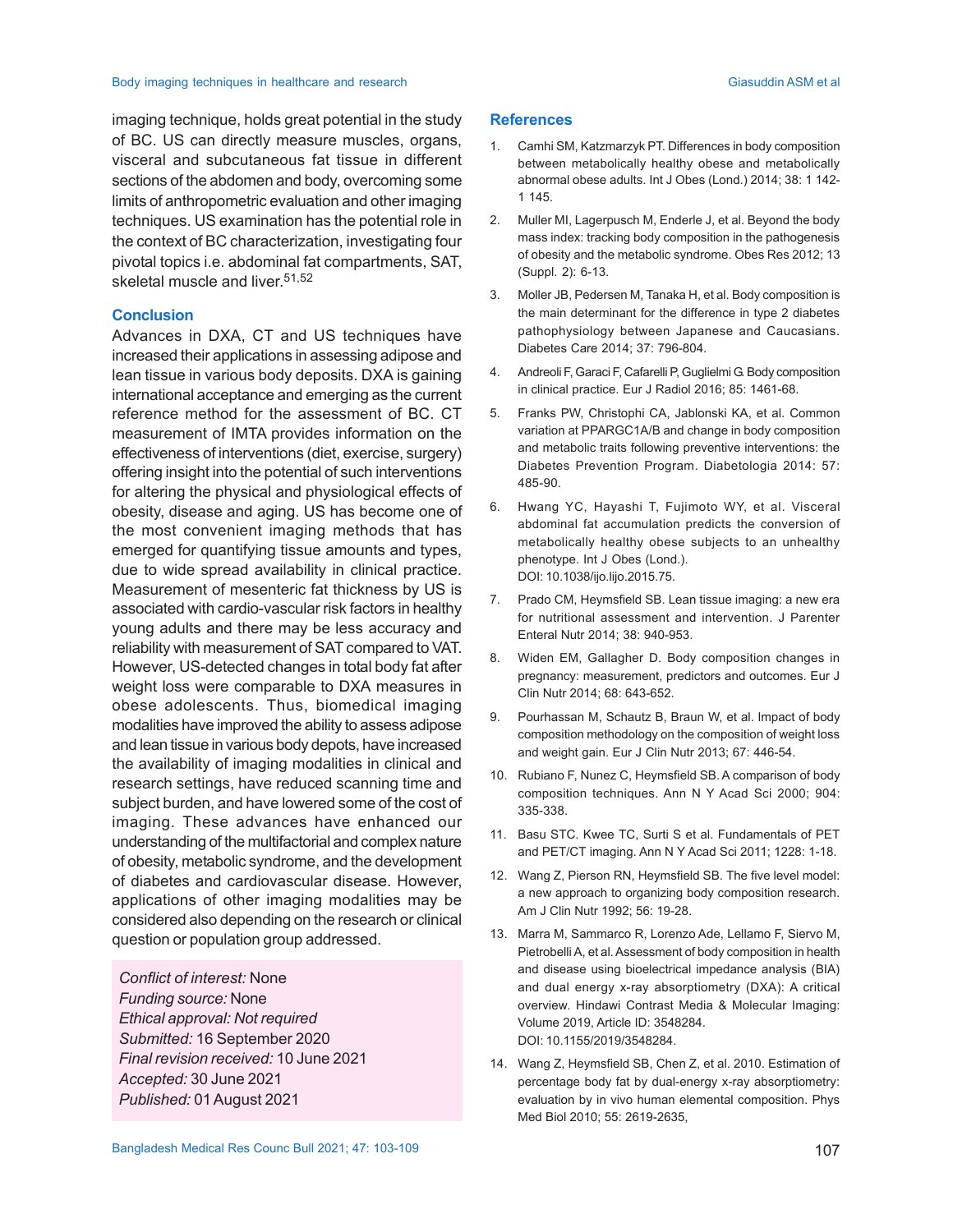imaging technique, holds great potential in the study of BC. US can directly measure muscles, organs, visceral and subcutaneous fat tissue in different sections of the abdomen and body, overcoming some limits of anthropometric evaluation and other imaging techniques. US examination has the potential role in the context of BC characterization, investigating four pivotal topics i.e. abdominal fat compartments, SAT, skeletal muscle and liver.[51,52]

## Conclusion

Advances in DXA, CT and US techniques have increased their applications in assessing adipose and lean tissue in various body deposits. DXA is gaining international acceptance and emerging as the current reference method for the assessment of BC. CT measurement of IMTA provides information on the effectiveness of interventions (diet, exercise, surgery) offering insight into the potential of such interventions for altering the physical and physiological effects of obesity, disease and aging. US has become one of the most convenient imaging methods that has emerged for quantifying tissue amounts and types, due to wide spread availability in clinical practice. Measurement of mesenteric fat thickness by US is associated with cardio-vascular risk factors in healthy young adults and there may be less accuracy and reliability with measurement of SAT compared to VAT. However, US-detected changes in total body fat after weight loss were comparable to DXA measures in obese adolescents. Thus, biomedical imaging modalities have improved the ability to assess adipose and lean tissue in various body depots, have increased the availability of imaging modalities in clinical and research settings, have reduced scanning time and subject burden, and have lowered some of the cost of imaging. These advances have enhanced our understanding of the multifactorial and complex nature of obesity, metabolic syndrome, and the development of diabetes and cardiovascular disease. However, applications of other imaging modalities may be considered also depending on the research or clinical question or population group addressed.

*Conflict of interest:* None
*Funding source:* None
*Ethical approval: Not required*
*Submitted:* 16 September 2020
*Final revision received:* 10 June 2021
*Accepted:* 30 June 2021
*Published:* 01 August 2021

## References

1. Camhi SM, Katzmarzyk PT. Differences in body composition between metabolically healthy obese and metabolically abnormal obese adults. Int J Obes (Lond.) 2014; 38: 1 142-1 145.
2. Muller MI, Lagerpusch M, Enderle J, et al. Beyond the body mass index: tracking body composition in the pathogenesis of obesity and the metabolic syndrome. Obes Res 2012; 13 (Suppl. 2): 6-13.
3. Moller JB, Pedersen M, Tanaka H, et al. Body composition is the main determinant for the difference in type 2 diabetes pathophysiology between Japanese and Caucasians. Diabetes Care 2014; 37: 796-804.
4. Andreoli F, Garaci F, Cafarelli P, Guglielmi G. Body composition in clinical practice. Eur J Radiol 2016; 85: 1461-68.
5. Franks PW, Christophi CA, Jablonski KA, et al. Common variation at PPARGC1A/B and change in body composition and metabolic traits following preventive interventions: the Diabetes Prevention Program. Diabetologia 2014: 57: 485-90.
6. Hwang YC, Hayashi T, Fujimoto WY, et al. Visceral abdominal fat accumulation predicts the conversion of metabolically healthy obese subjects to an unhealthy phenotype. Int J Obes (Lond.). DOI: 10.1038/ijo.lijo.2015.75.
7. Prado CM, Heymsfield SB. Lean tissue imaging: a new era for nutritional assessment and intervention. J Parenter Enteral Nutr 2014; 38: 940-953.
8. Widen EM, Gallagher D. Body composition changes in pregnancy: measurement, predictors and outcomes. Eur J Clin Nutr 2014; 68: 643-652.
9. Pourhassan M, Schautz B, Braun W, et al. Impact of body composition methodology on the composition of weight loss and weight gain. Eur J Clin Nutr 2013; 67: 446-54.
10. Rubiano F, Nunez C, Heymsfield SB. A comparison of body composition techniques. Ann N Y Acad Sci 2000; 904: 335-338.
11. Basu STC. Kwee TC, Surti S et al. Fundamentals of PET and PET/CT imaging. Ann N Y Acad Sci 2011; 1228: 1-18.
12. Wang Z, Pierson RN, Heymsfield SB. The five level model: a new approach to organizing body composition research. Am J Clin Nutr 1992; 56: 19-28.
13. Marra M, Sammarco R, Lorenzo Ade, Lellamo F, Siervo M, Pietrobelli A, et al. Assessment of body composition in health and disease using bioelectrical impedance analysis (BIA) and dual energy x-ray absorptiometry (DXA): A critical overview. Hindawi Contrast Media & Molecular Imaging: Volume 2019, Article ID: 3548284. DOI: 10.1155/2019/3548284.
14. Wang Z, Heymsfield SB, Chen Z, et al. 2010. Estimation of percentage body fat by dual-energy x-ray absorptiometry: evaluation by in vivo human elemental composition. Phys Med Biol 2010; 55: 2619-2635,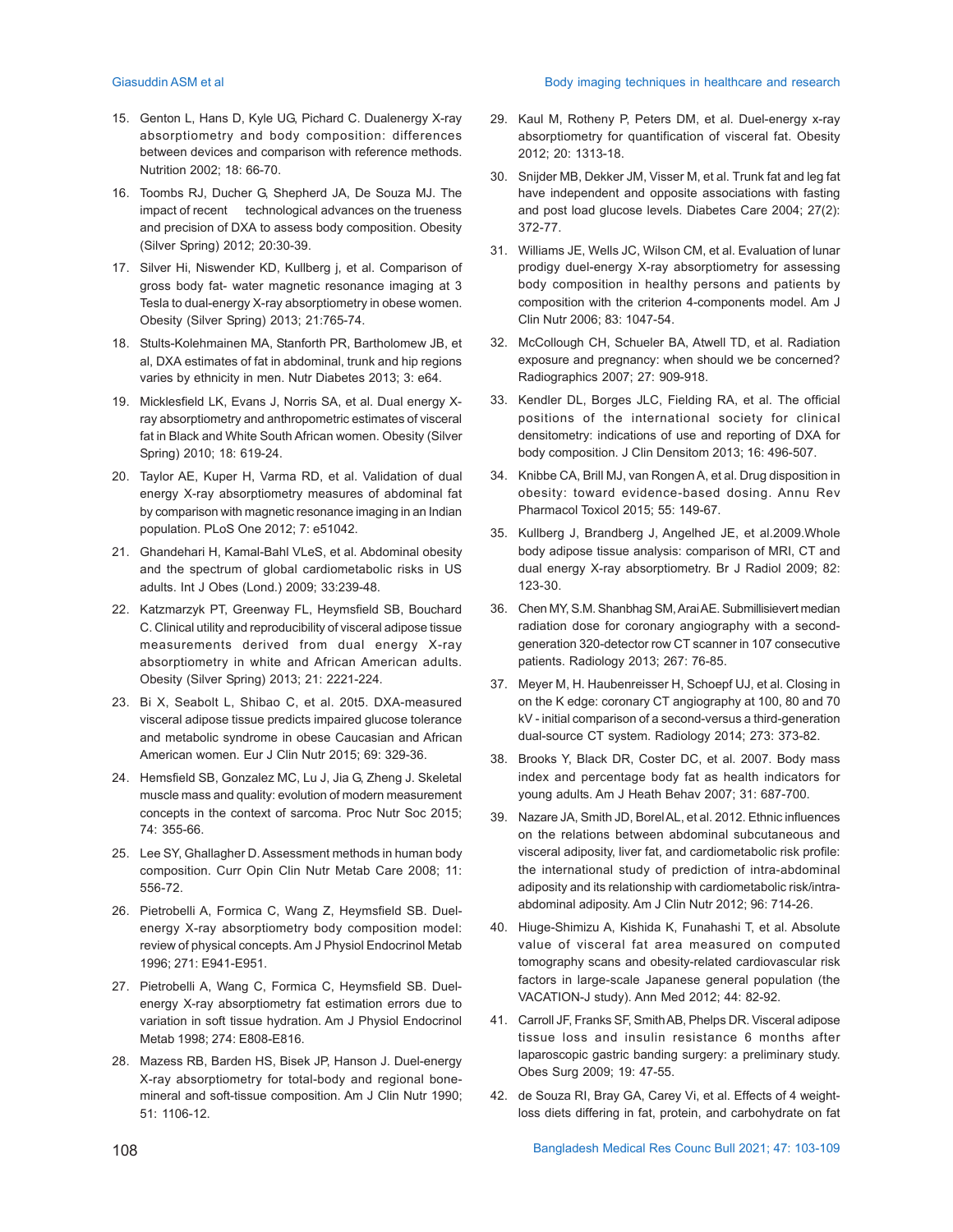15. Genton L, Hans D, Kyle UG, Pichard C. Dualenergy X-ray absorptiometry and body composition: differences between devices and comparison with reference methods. Nutrition 2002; 18: 66-70.

16. Toombs RJ, Ducher G, Shepherd JA, De Souza MJ. The impact of recent technological advances on the trueness and precision of DXA to assess body composition. Obesity (Silver Spring) 2012; 20:30-39.

17. Silver Hi, Niswender KD, Kullberg j, et al. Comparison of gross body fat- water magnetic resonance imaging at 3 Tesla to dual-energy X-ray absorptiometry in obese women. Obesity (Silver Spring) 2013; 21:765-74.

18. Stults-Kolehmainen MA, Stanforth PR, Bartholomew JB, et al, DXA estimates of fat in abdominal, trunk and hip regions varies by ethnicity in men. Nutr Diabetes 2013; 3: e64.

19. Micklesfield LK, Evans J, Norris SA, et al. Dual energy X-ray absorptiometry and anthropometric estimates of visceral fat in Black and White South African women. Obesity (Silver Spring) 2010; 18: 619-24.

20. Taylor AE, Kuper H, Varma RD, et al. Validation of dual energy X-ray absorptiometry measures of abdominal fat by comparison with magnetic resonance imaging in an Indian population. PLoS One 2012; 7: e51042.

21. Ghandehari H, Kamal-Bahl VLeS, et al. Abdominal obesity and the spectrum of global cardiometabolic risks in US adults. Int J Obes (Lond.) 2009; 33:239-48.

22. Katzmarzyk PT, Greenway FL, Heymsfield SB, Bouchard C. Clinical utility and reproducibility of visceral adipose tissue measurements derived from dual energy X-ray absorptiometry in white and African American adults. Obesity (Silver Spring) 2013; 21: 2221-224.

23. Bi X, Seabolt L, Shibao C, et al. 20t5. DXA-measured visceral adipose tissue predicts impaired glucose tolerance and metabolic syndrome in obese Caucasian and African American women. Eur J Clin Nutr 2015; 69: 329-36.

24. Hemsfield SB, Gonzalez MC, Lu J, Jia G, Zheng J. Skeletal muscle mass and quality: evolution of modern measurement concepts in the context of sarcoma. Proc Nutr Soc 2015; 74: 355-66.

25. Lee SY, Ghallagher D. Assessment methods in human body composition. Curr Opin Clin Nutr Metab Care 2008; 11: 556-72.

26. Pietrobelli A, Formica C, Wang Z, Heymsfield SB. Duel-energy X-ray absorptiometry body composition model: review of physical concepts. Am J Physiol Endocrinol Metab 1996; 271: E941-E951.

27. Pietrobelli A, Wang C, Formica C, Heymsfield SB. Duel-energy X-ray absorptiometry fat estimation errors due to variation in soft tissue hydration. Am J Physiol Endocrinol Metab 1998; 274: E808-E816.

28. Mazess RB, Barden HS, Bisek JP, Hanson J. Duel-energy X-ray absorptiometry for total-body and regional bone-mineral and soft-tissue composition. Am J Clin Nutr 1990; 51: 1106-12.

29. Kaul M, Rotheny P, Peters DM, et al. Duel-energy x-ray absorptiometry for quantification of visceral fat. Obesity 2012; 20: 1313-18.

30. Snijder MB, Dekker JM, Visser M, et al. Trunk fat and leg fat have independent and opposite associations with fasting and post load glucose levels. Diabetes Care 2004; 27(2): 372-77.

31. Williams JE, Wells JC, Wilson CM, et al. Evaluation of lunar prodigy duel-energy X-ray absorptiometry for assessing body composition in healthy persons and patients by composition with the criterion 4-components model. Am J Clin Nutr 2006; 83: 1047-54.

32. McCollough CH, Schueler BA, Atwell TD, et al. Radiation exposure and pregnancy: when should we be concerned? Radiographics 2007; 27: 909-918.

33. Kendler DL, Borges JLC, Fielding RA, et al. The official positions of the international society for clinical densitometry: indications of use and reporting of DXA for body composition. J Clin Densitom 2013; 16: 496-507.

34. Knibbe CA, Brill MJ, van Rongen A, et al. Drug disposition in obesity: toward evidence-based dosing. Annu Rev Pharmacol Toxicol 2015; 55: 149-67.

35. Kullberg J, Brandberg J, Angelhed JE, et al.2009.Whole body adipose tissue analysis: comparison of MRI, CT and dual energy X-ray absorptiometry. Br J Radiol 2009; 82: 123-30.

36. Chen MY, S.M. Shanbhag SM, Arai AE. Submillisievert median radiation dose for coronary angiography with a second-generation 320-detector row CT scanner in 107 consecutive patients. Radiology 2013; 267: 76-85.

37. Meyer M, H. Haubenreisser H, Schoepf UJ, et al. Closing in on the K edge: coronary CT angiography at 100, 80 and 70 kV - initial comparison of a second-versus a third-generation dual-source CT system. Radiology 2014; 273: 373-82.

38. Brooks Y, Black DR, Coster DC, et al. 2007. Body mass index and percentage body fat as health indicators for young adults. Am J Heath Behav 2007; 31: 687-700.

39. Nazare JA, Smith JD, Borel AL, et al. 2012. Ethnic influences on the relations between abdominal subcutaneous and visceral adiposity, liver fat, and cardiometabolic risk profile: the international study of prediction of intra-abdominal adiposity and its relationship with cardiometabolic risk/intra-abdominal adipozity. Am J Clin Nutr 2012; 96: 714-26.

40. Hiuge-Shimizu A, Kishida K, Funahashi T, et al. Absolute value of visceral fat area measured on computed tomography scans and obesity-related cardiovascular risk factors in large-scale Japanese general population (the VACATION-J study). Ann Med 2012; 44: 82-92.

41. Carroll JF, Franks SF, Smith AB, Phelps DR. Visceral adipose tissue loss and insulin resistance 6 months after laparoscopic gastric banding surgery: a preliminary study. Obes Surg 2009; 19: 47-55.

42. de Souza RI, Bray GA, Carey Vi, et al. Effects of 4 weight-loss diets differing in fat, protein, and carbohydrate on fat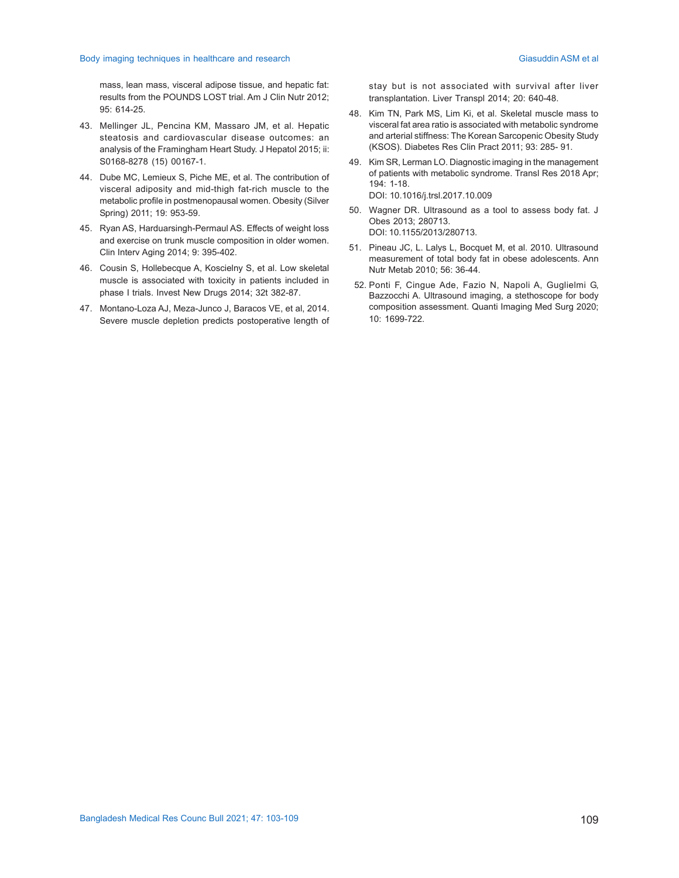mass, lean mass, visceral adipose tissue, and hepatic fat: results from the POUNDS LOST trial. Am J Clin Nutr 2012; 95: 614-25.

43. Mellinger JL, Pencina KM, Massaro JM, et al. Hepatic steatosis and cardiovascular disease outcomes: an analysis of the Framingham Heart Study. J Hepatol 2015; ii: S0168-8278 (15) 00167-1.

44. Dube MC, Lemieux S, Piche ME, et al. The contribution of visceral adiposity and mid-thigh fat-rich muscle to the metabolic profile in postmenopausal women. Obesity (Silver Spring) 2011; 19: 953-59.

45. Ryan AS, Harduarsingh-Permaul AS. Effects of weight loss and exercise on trunk muscle composition in older women. Clin Interv Aging 2014; 9: 395-402.

46. Cousin S, Hollebecque A, Koscielny S, et al. Low skeletal muscle is associated with toxicity in patients included in phase I trials. Invest New Drugs 2014; 32t 382-87.

47. Montano-Loza AJ, Meza-Junco J, Baracos VE, et al, 2014. Severe muscle depletion predicts postoperative length of stay but is not associated with survival after liver transplantation. Liver Transpl 2014; 20: 640-48.

48. Kim TN, Park MS, Lim Ki, et al. Skeletal muscle mass to visceral fat area ratio is associated with metabolic syndrome and arterial stiffness: The Korean Sarcopenic Obesity Study (KSOS). Diabetes Res Clin Pract 2011; 93: 285- 91.

49. Kim SR, Lerman LO. Diagnostic imaging in the management of patients with metabolic syndrome. Transl Res 2018 Apr; 194: 1-18.
DOI: 10.1016/j.trsl.2017.10.009

50. Wagner DR. Ultrasound as a tool to assess body fat. J Obes 2013; 280713.
DOI: 10.1155/2013/280713.

51. Pineau JC, L. Lalys L, Bocquet M, et al. 2010. Ultrasound measurement of total body fat in obese adolescents. Ann Nutr Metab 2010; 56: 36-44.

52. Ponti F, Cingue Ade, Fazio N, Napoli A, Guglielmi G, Bazzocchi A. Ultrasound imaging, a stethoscope for body composition assessment. Quanti Imaging Med Surg 2020; 10: 1699-722.